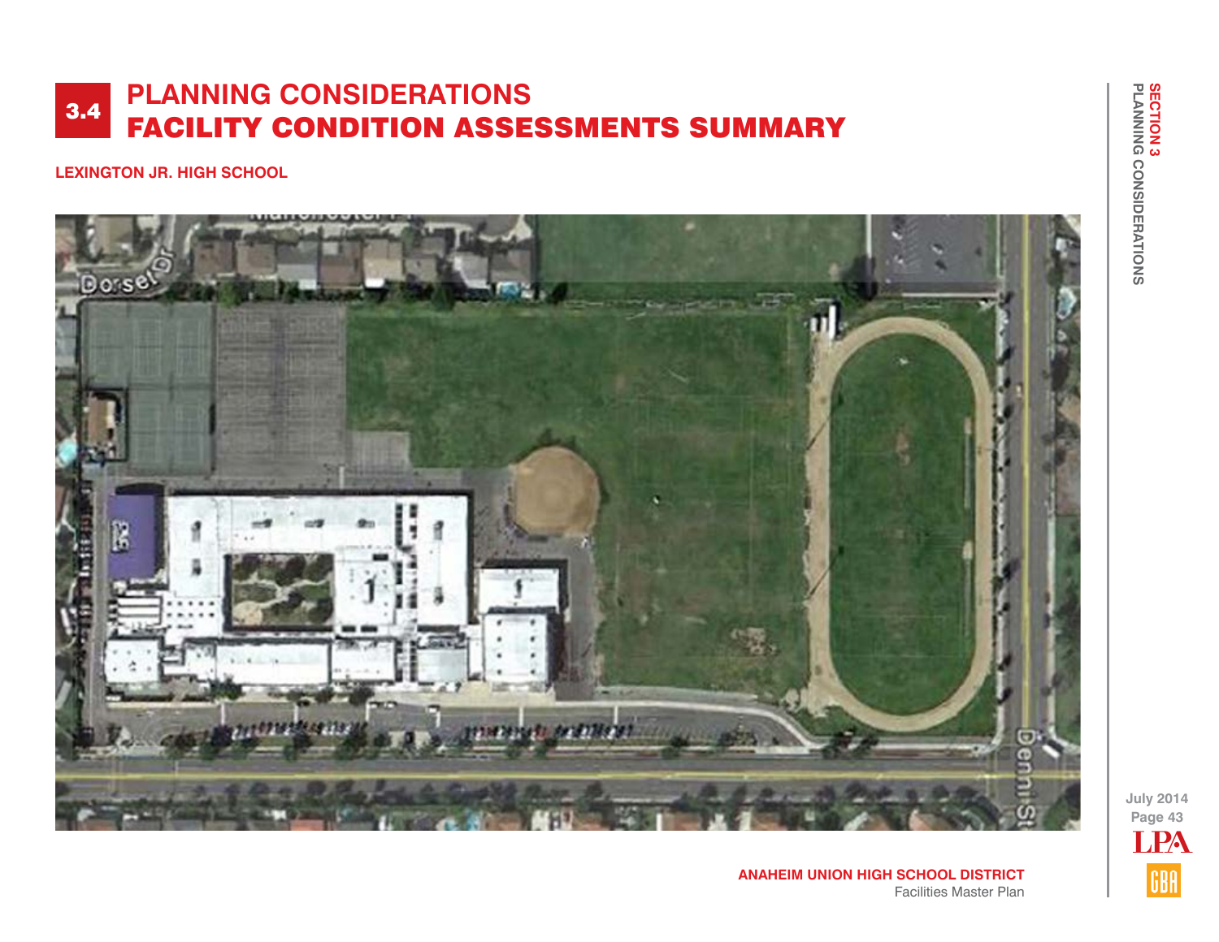# 3.4 PLANNING CONSIDERATIONS
# FACILITY CONDITION ASSESSMENTS SUMMARY

**LEXINGTON JR. HIGH SCHOOL**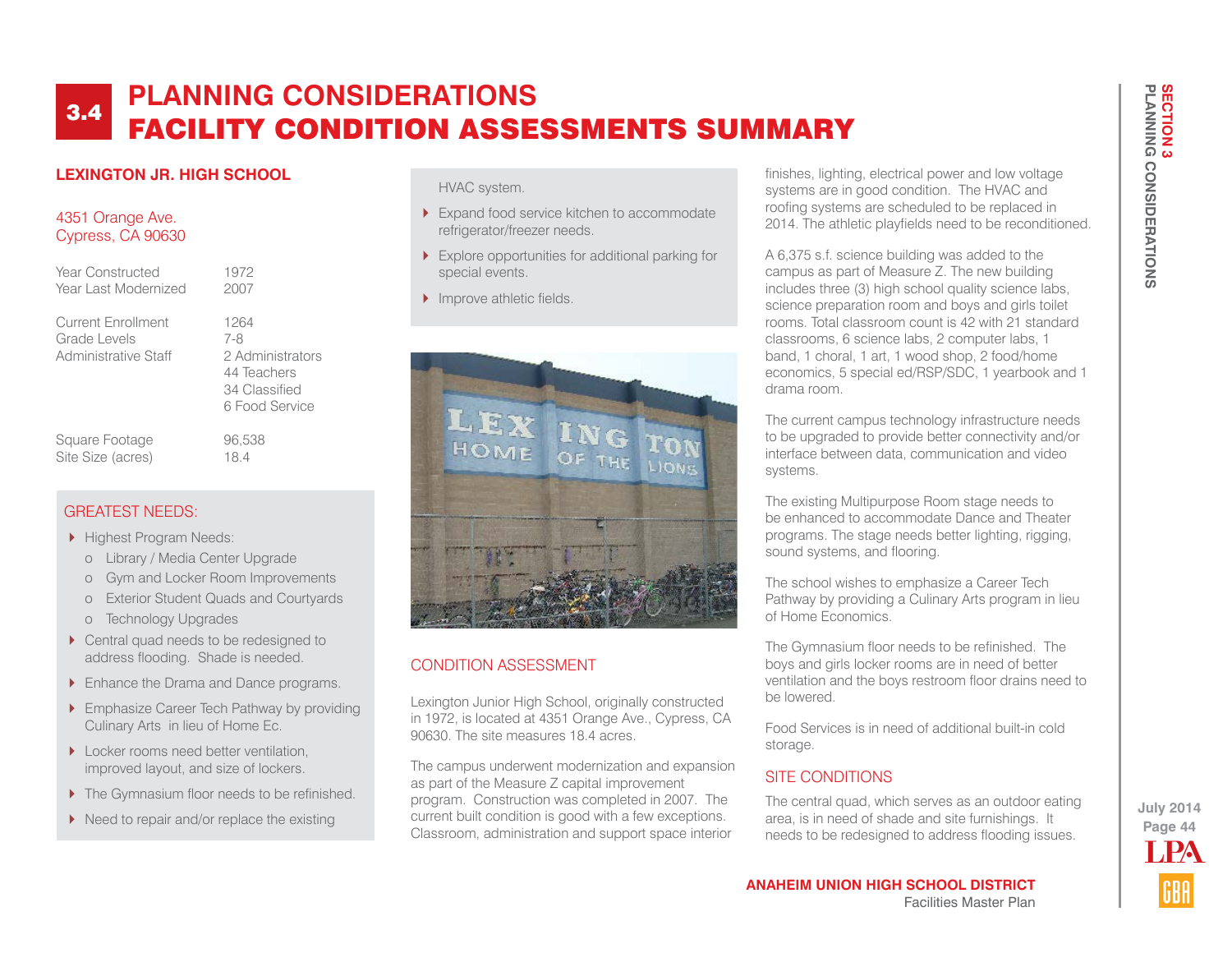# 3.4 PLANNING CONSIDERATIONS
# FACILITY CONDITION ASSESSMENTS SUMMARY

## LEXINGTON JR. HIGH SCHOOL

4351 Orange Ave.
Cypress, CA 90630

| | |
|---|---|
| Year Constructed | 1972 |
| Year Last Modernized | 2007 |
| Current Enrollment | 1264 |
| Grade Levels | 7-8 |
| Administrative Staff | 2 Administrators<br>44 Teachers<br>34 Classified<br>6 Food Service |
| Square Footage | 96,538 |
| Site Size (acres) | 18.4 |

### GREATEST NEEDS:

- Highest Program Needs:
  - Library / Media Center Upgrade
  - Gym and Locker Room Improvements
  - Exterior Student Quads and Courtyards
  - Technology Upgrades
- Central quad needs to be redesigned to address flooding. Shade is needed.
- Enhance the Drama and Dance programs.
- Emphasize Career Tech Pathway by providing Culinary Arts in lieu of Home Ec.
- Locker rooms need better ventilation, improved layout, and size of lockers.
- The Gymnasium floor needs to be refinished.
- Need to repair and/or replace the existing HVAC system.
- Expand food service kitchen to accommodate refrigerator/freezer needs.
- Explore opportunities for additional parking for special events.
- Improve athletic fields.

### CONDITION ASSESSMENT

Lexington Junior High School, originally constructed in 1972, is located at 4351 Orange Ave., Cypress, CA 90630. The site measures 18.4 acres.

The campus underwent modernization and expansion as part of the Measure Z capital improvement program. Construction was completed in 2007. The current built condition is good with a few exceptions. Classroom, administration and support space interior finishes, lighting, electrical power and low voltage systems are in good condition. The HVAC and roofing systems are scheduled to be replaced in 2014. The athletic playfields need to be reconditioned.

A 6,375 s.f. science building was added to the campus as part of Measure Z. The new building includes three (3) high school quality science labs, science preparation room and boys and girls toilet rooms. Total classroom count is 42 with 21 standard classrooms, 6 science labs, 2 computer labs, 1 band, 1 choral, 1 art, 1 wood shop, 2 food/home economics, 5 special ed/RSP/SDC, 1 yearbook and 1 drama room.

The current campus technology infrastructure needs to be upgraded to provide better connectivity and/or interface between data, communication and video systems.

The existing Multipurpose Room stage needs to be enhanced to accommodate Dance and Theater programs. The stage needs better lighting, rigging, sound systems, and flooring.

The school wishes to emphasize a Career Tech Pathway by providing a Culinary Arts program in lieu of Home Economics.

The Gymnasium floor needs to be refinished. The boys and girls locker rooms are in need of better ventilation and the boys restroom floor drains need to be lowered.

Food Services is in need of additional built-in cold storage.

### SITE CONDITIONS

The central quad, which serves as an outdoor eating area, is in need of shade and site furnishings. It needs to be redesigned to address flooding issues.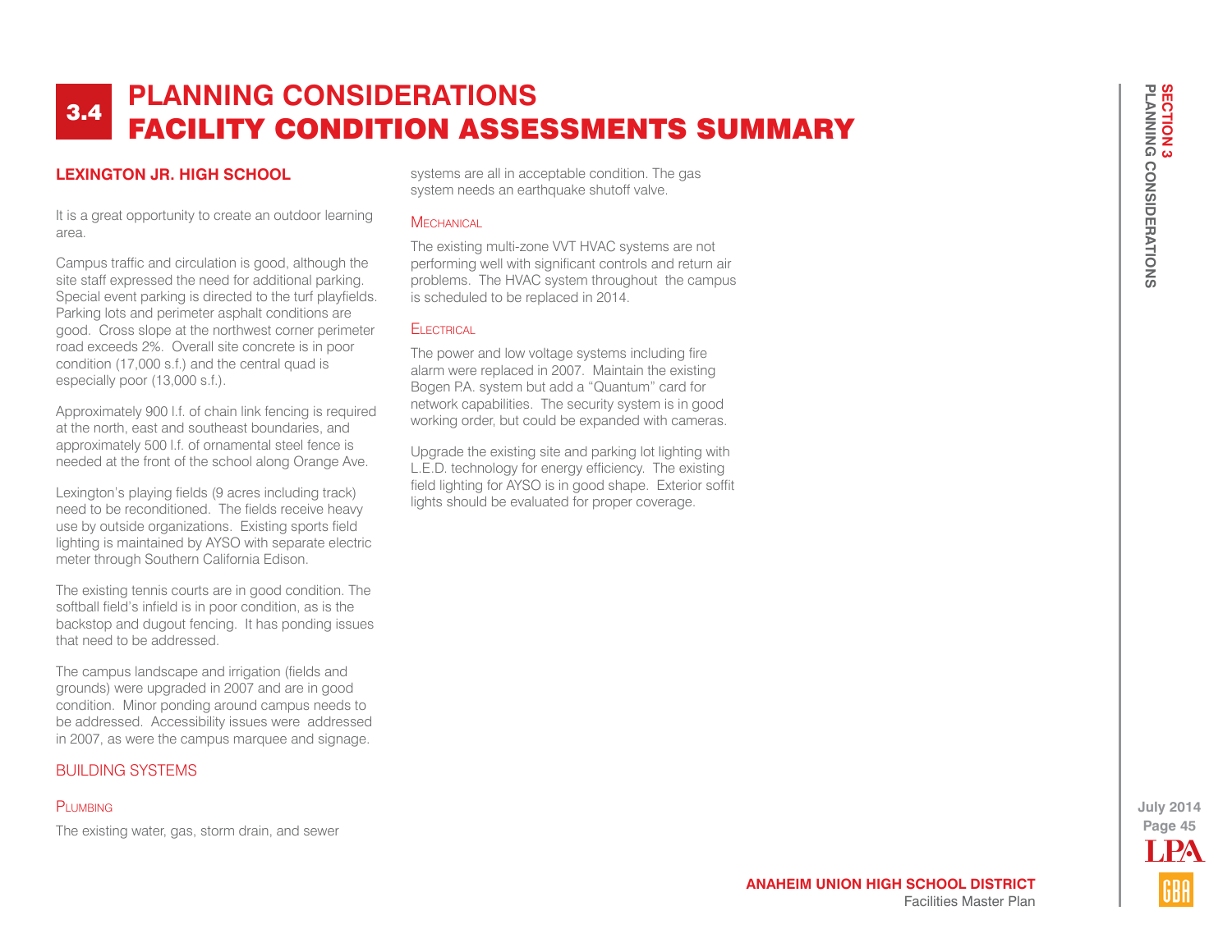# 3.4 PLANNING CONSIDERATIONS
# FACILITY CONDITION ASSESSMENTS SUMMARY

## LEXINGTON JR. HIGH SCHOOL

It is a great opportunity to create an outdoor learning area.

Campus traffic and circulation is good, although the site staff expressed the need for additional parking. Special event parking is directed to the turf playfields. Parking lots and perimeter asphalt conditions are good. Cross slope at the northwest corner perimeter road exceeds 2%. Overall site concrete is in poor condition (17,000 s.f.) and the central quad is especially poor (13,000 s.f.).

Approximately 900 l.f. of chain link fencing is required at the north, east and southeast boundaries, and approximately 500 l.f. of ornamental steel fence is needed at the front of the school along Orange Ave.

Lexington's playing fields (9 acres including track) need to be reconditioned. The fields receive heavy use by outside organizations. Existing sports field lighting is maintained by AYSO with separate electric meter through Southern California Edison.

The existing tennis courts are in good condition. The softball field's infield is in poor condition, as is the backstop and dugout fencing. It has ponding issues that need to be addressed.

The campus landscape and irrigation (fields and grounds) were upgraded in 2007 and are in good condition. Minor ponding around campus needs to be addressed. Accessibility issues were addressed in 2007, as were the campus marquee and signage.

### BUILDING SYSTEMS

#### Plumbing

The existing water, gas, storm drain, and sewer systems are all in acceptable condition. The gas system needs an earthquake shutoff valve.

#### Mechanical

The existing multi-zone VVT HVAC systems are not performing well with significant controls and return air problems. The HVAC system throughout the campus is scheduled to be replaced in 2014.

#### Electrical

The power and low voltage systems including fire alarm were replaced in 2007. Maintain the existing Bogen PA. system but add a "Quantum" card for network capabilities. The security system is in good working order, but could be expanded with cameras.

Upgrade the existing site and parking lot lighting with L.E.D. technology for energy efficiency. The existing field lighting for AYSO is in good shape. Exterior soffit lights should be evaluated for proper coverage.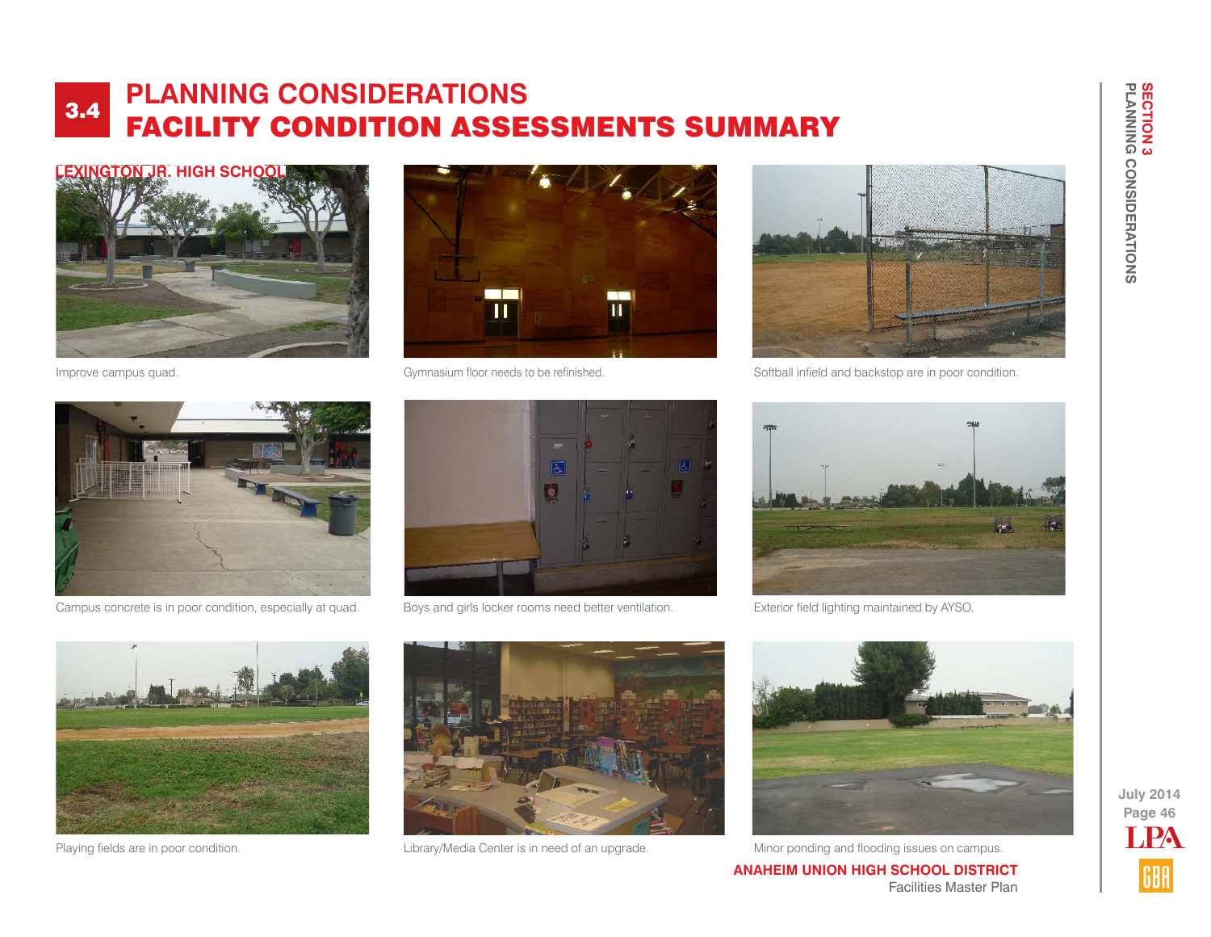# 3.4 PLANNING CONSIDERATIONS
# FACILITY CONDITION ASSESSMENTS SUMMARY

## LEXINGTON JR. HIGH SCHOOL

Improve campus quad.

Gymnasium floor needs to be refinished.

Softball infield and backstop are in poor condition.

Campus concrete is in poor condition, especially at quad.

Boys and girls locker rooms need better ventilation.

Exterior field lighting maintained by AYSO.

Playing fields are in poor condition.

Library/Media Center is in need of an upgrade.

Minor ponding and flooding issues on campus.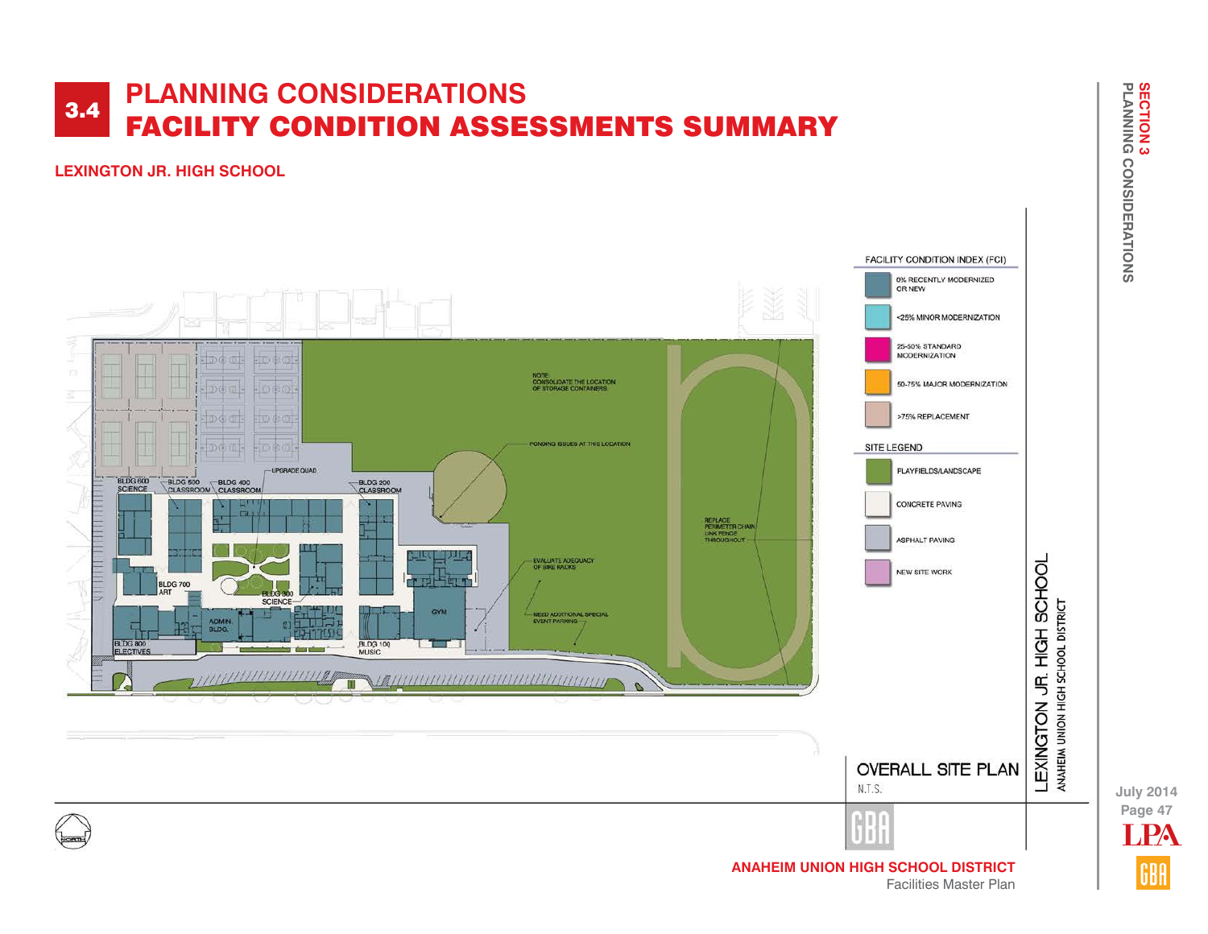# 3.4 PLANNING CONSIDERATIONS
# FACILITY CONDITION ASSESSMENTS SUMMARY

**LEXINGTON JR. HIGH SCHOOL**

BLDG 600 SCIENCE

BLDG 500 CLASSROOM

BLDG 400 CLASSROOM

UPGRADE QUAD

BLDG 200 CLASSROOM

BLDG 700 ART

BLDG 300 SCIENCE

ADMIN. BLDG.

BLDG 800 ELECTIVES

BLDG 100 MUSIC

GYM

NOTE: CONSOLIDATE THE LOCATION OF STORAGE CONTAINERS.

PONDING ISSUES AT THIS LOCATION

REPLACE PERIMETER CHAIN LINK FENCE THROUGHOUT

EVALUATE ADEQUACY OF BIKE RACKS

NEED ADDITIONAL SPECIAL EVENT PARKING

**FACILITY CONDITION INDEX (FCI)**

- 0% RECENTLY MODERNIZED OR NEW
- <25% MINOR MODERNIZATION
- 25-50% STANDARD MODERNIZATION
- 50-75% MAJOR MODERNIZATION
- >75% REPLACEMENT

**SITE LEGEND**

- PLAYFIELDS/LANDSCAPE
- CONCRETE PAVING
- ASPHALT PAVING
- NEW SITE WORK

OVERALL SITE PLAN
N.T.S.

LEXINGTON JR. HIGH SCHOOL
ANAHEIM UNION HIGH SCHOOL DISTRICT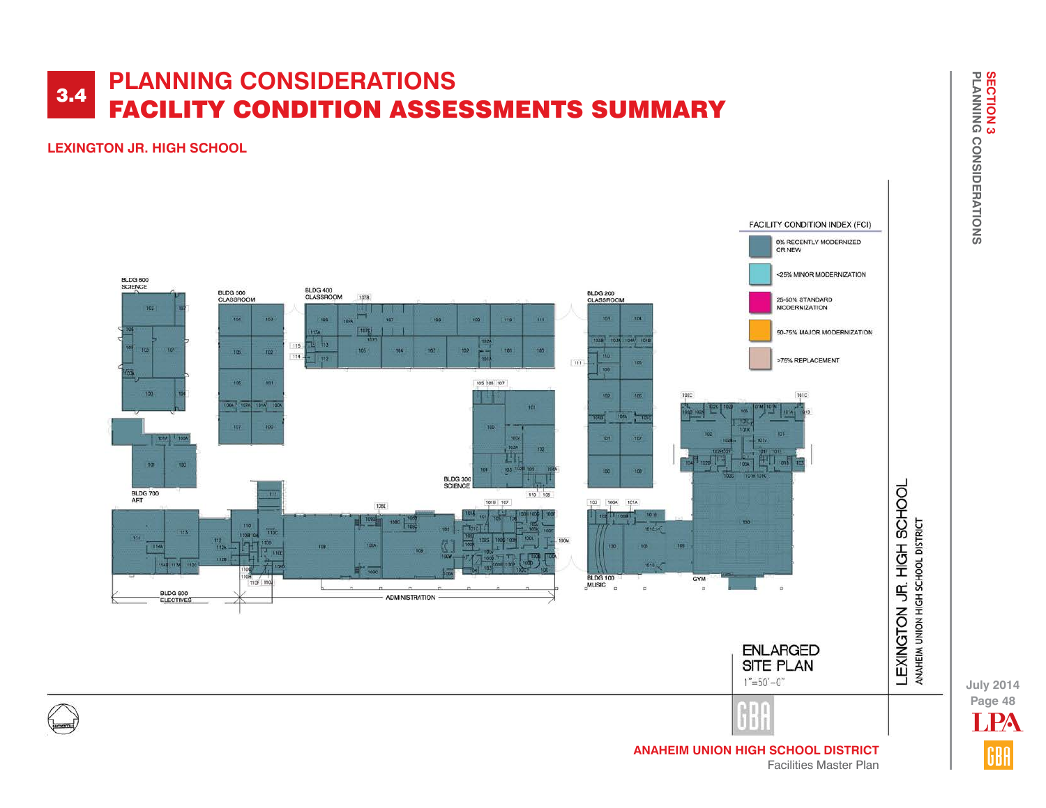# 3.4 PLANNING CONSIDERATIONS
# FACILITY CONDITION ASSESSMENTS SUMMARY

**LEXINGTON JR. HIGH SCHOOL**

FACILITY CONDITION INDEX (FCI)

0% RECENTLY MODERNIZED OR NEW

<25% MINOR MODERNIZATION

25-50% STANDARD MODERNIZATION

50-75% MAJOR MODERNIZATION

>75% REPLACEMENT

BLDG 600 SCIENCE

BLDG 500 CLASSROOM

BLDG 400 CLASSROOM

BLDG 200 CLASSROOM

BLDG 300 SCIENCE

BLDG 700 ART

BLDG 800 ELECTIVES

ADMINISTRATION

BLDG 100 MUSIC

GYM

ENLARGED SITE PLAN

1"=50'-0"

LEXINGTON JR. HIGH SCHOOL

ANAHEIM UNION HIGH SCHOOL DISTRICT